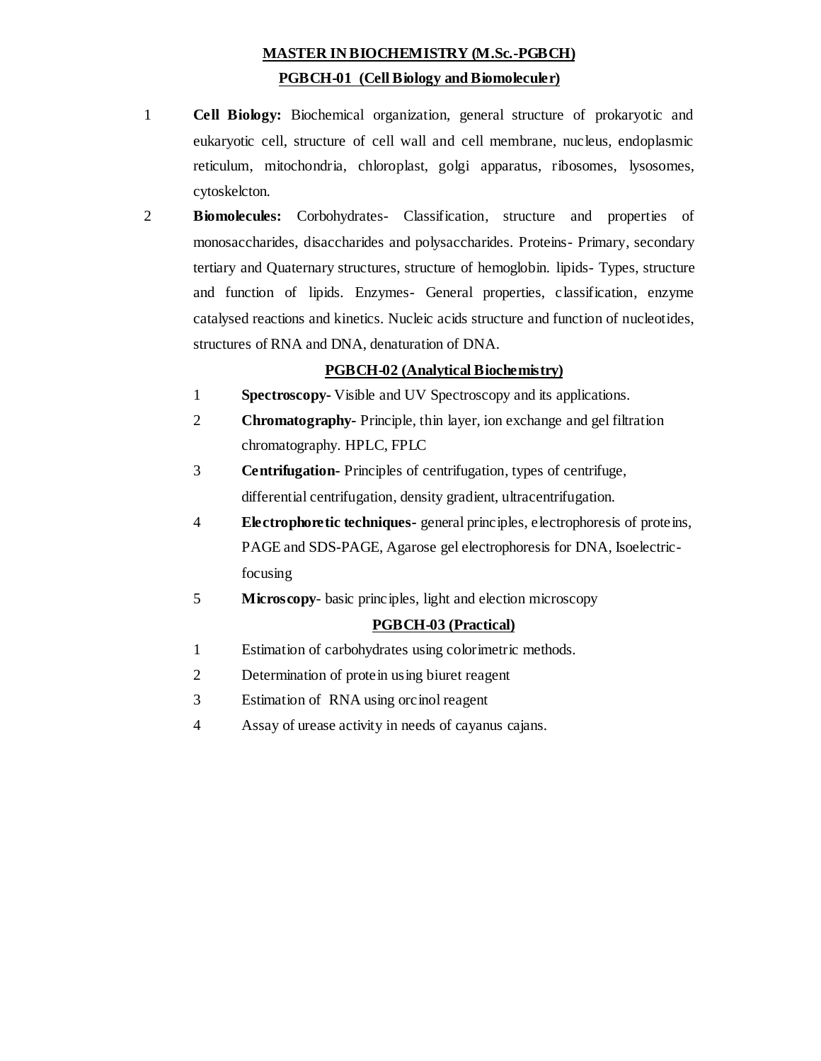# MASTER IN BIOCHEMISTRY (M.Sc.-PGBCH)

## PGBCH-01 (Cell Biology and Biomoleculer)

1. **Cell Biology:** Biochemical organization, general structure of prokaryotic and eukaryotic cell, structure of cell wall and cell membrane, nucleus, endoplasmic reticulum, mitochondria, chloroplast, golgi apparatus, ribosomes, lysosomes, cytoskelcton.
2. **Biomolecules:** Corbohydrates- Classification, structure and properties of monosaccharides, disaccharides and polysaccharides. Proteins- Primary, secondary tertiary and Quaternary structures, structure of hemoglobin. lipids- Types, structure and function of lipids. Enzymes- General properties, classification, enzyme catalysed reactions and kinetics. Nucleic acids structure and function of nucleotides, structures of RNA and DNA, denaturation of DNA.

## PGBCH-02 (Analytical Biochemistry)

1. **Spectroscopy-** Visible and UV Spectroscopy and its applications.
2. **Chromatography-** Principle, thin layer, ion exchange and gel filtration chromatography. HPLC, FPLC
3. **Centrifugation-** Principles of centrifugation, types of centrifuge, differential centrifugation, density gradient, ultracentrifugation.
4. **Electrophoretic techniques**- general principles, electrophoresis of proteins, PAGE and SDS-PAGE, Agarose gel electrophoresis for DNA, Isoelectric-focusing
5. **Microscopy**- basic principles, light and election microscopy

## PGBCH-03 (Practical)

1. Estimation of carbohydrates using colorimetric methods.
2. Determination of protein using biuret reagent
3. Estimation of RNA using orcinol reagent
4. Assay of urease activity in needs of cayanus cajans.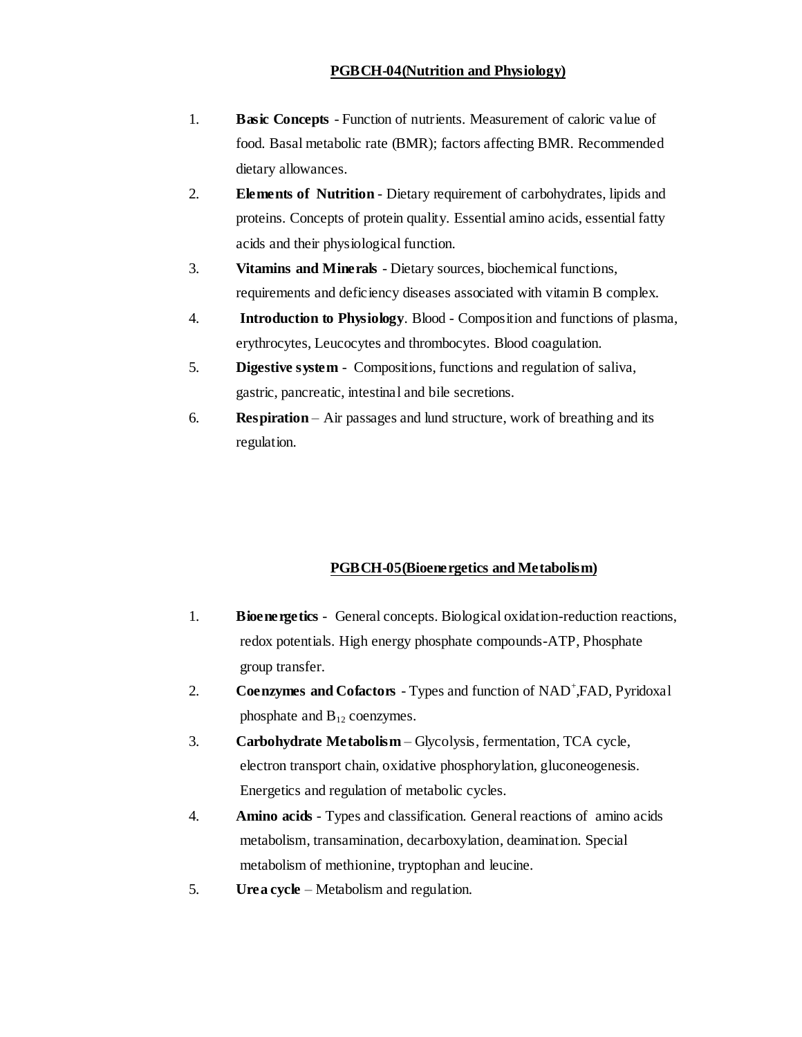## PGBCH-04(Nutrition and Physiology)

1. **Basic Concepts** - Function of nutrients. Measurement of caloric value of food. Basal metabolic rate (BMR); factors affecting BMR. Recommended dietary allowances.
2. **Elements of Nutrition** - Dietary requirement of carbohydrates, lipids and proteins. Concepts of protein quality. Essential amino acids, essential fatty acids and their physiological function.
3. **Vitamins and Minerals** - Dietary sources, biochemical functions, requirements and deficiency diseases associated with vitamin B complex.
4. **Introduction to Physiology**. Blood - Composition and functions of plasma, erythrocytes, Leucocytes and thrombocytes. Blood coagulation.
5. **Digestive system** - Compositions, functions and regulation of saliva, gastric, pancreatic, intestinal and bile secretions.
6. **Respiration** – Air passages and lund structure, work of breathing and its regulation.

## PGBCH-05(Bioenergetics and Metabolism)

1. **Bioenergetics** - General concepts. Biological oxidation-reduction reactions, redox potentials. High energy phosphate compounds-ATP, Phosphate group transfer.
2. **Coenzymes and Cofactors** - Types and function of $NAD^+$,FAD, Pyridoxal phosphate and $B_{12}$ coenzymes.
3. **Carbohydrate Metabolism** – Glycolysis, fermentation, TCA cycle, electron transport chain, oxidative phosphorylation, gluconeogenesis. Energetics and regulation of metabolic cycles.
4. **Amino acids** - Types and classification. General reactions of amino acids metabolism, transamination, decarboxylation, deamination. Special metabolism of methionine, tryptophan and leucine.
5. **Urea cycle** – Metabolism and regulation.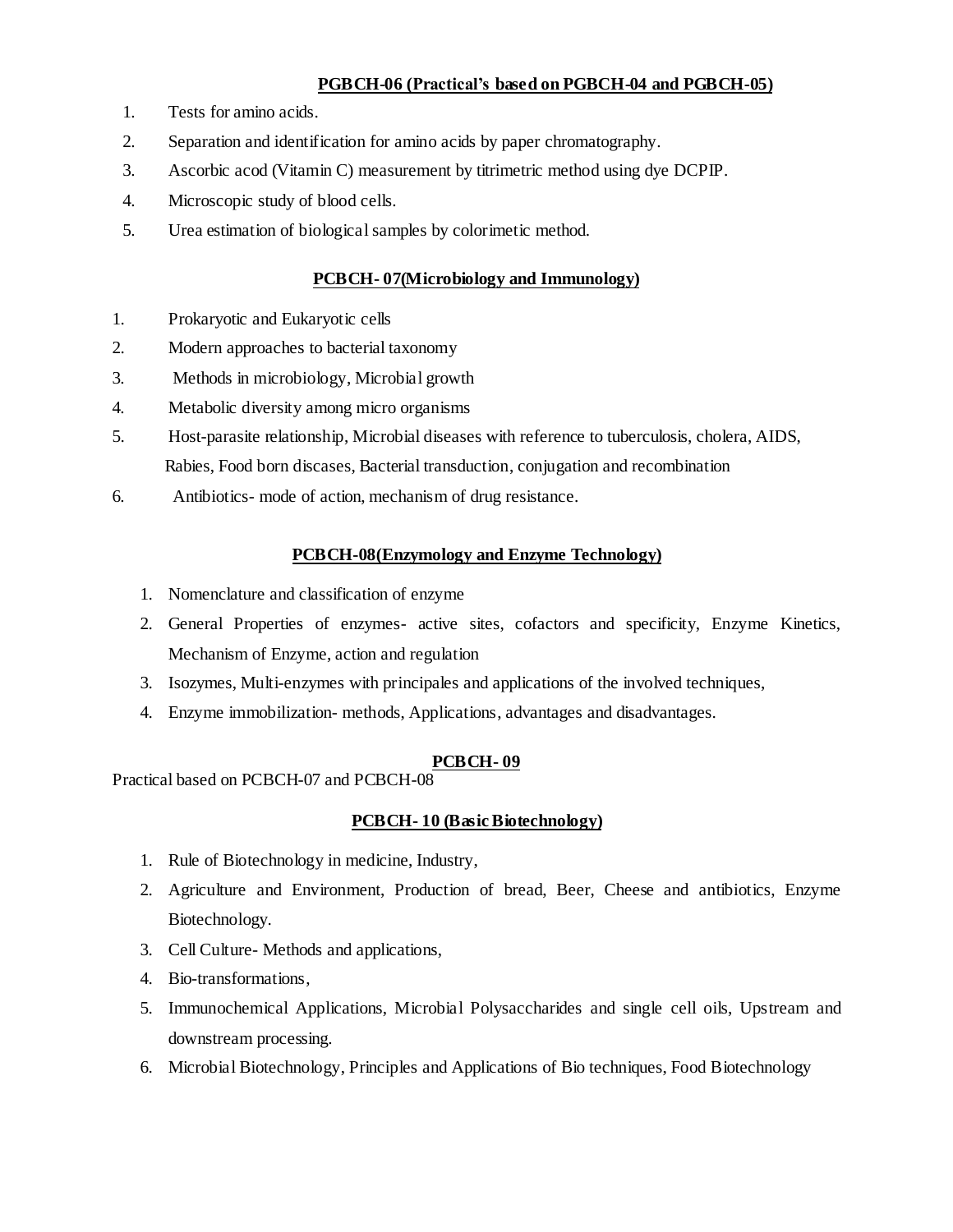## PGBCH-06 (Practical's based on PGBCH-04 and PGBCH-05)

1. Tests for amino acids.
2. Separation and identification for amino acids by paper chromatography.
3. Ascorbic acod (Vitamin C) measurement by titrimetric method using dye DCPIP.
4. Microscopic study of blood cells.
5. Urea estimation of biological samples by colorimetic method.

## PCBCH- 07(Microbiology and Immunology)

1. Prokaryotic and Eukaryotic cells
2. Modern approaches to bacterial taxonomy
3. Methods in microbiology, Microbial growth
4. Metabolic diversity among micro organisms
5. Host-parasite relationship, Microbial diseases with reference to tuberculosis, cholera, AIDS, Rabies, Food born discases, Bacterial transduction, conjugation and recombination
6. Antibiotics- mode of action, mechanism of drug resistance.

## PCBCH-08(Enzymology and Enzyme Technology)

1. Nomenclature and classification of enzyme
2. General Properties of enzymes- active sites, cofactors and specificity, Enzyme Kinetics, Mechanism of Enzyme, action and regulation
3. Isozymes, Multi-enzymes with principales and applications of the involved techniques,
4. Enzyme immobilization- methods, Applications, advantages and disadvantages.

## PCBCH- 09

Practical based on PCBCH-07 and PCBCH-08

## PCBCH- 10 (Basic Biotechnology)

1. Rule of Biotechnology in medicine, Industry,
2. Agriculture and Environment, Production of bread, Beer, Cheese and antibiotics, Enzyme Biotechnology.
3. Cell Culture- Methods and applications,
4. Bio-transformations,
5. Immunochemical Applications, Microbial Polysaccharides and single cell oils, Upstream and downstream processing.
6. Microbial Biotechnology, Principles and Applications of Bio techniques, Food Biotechnology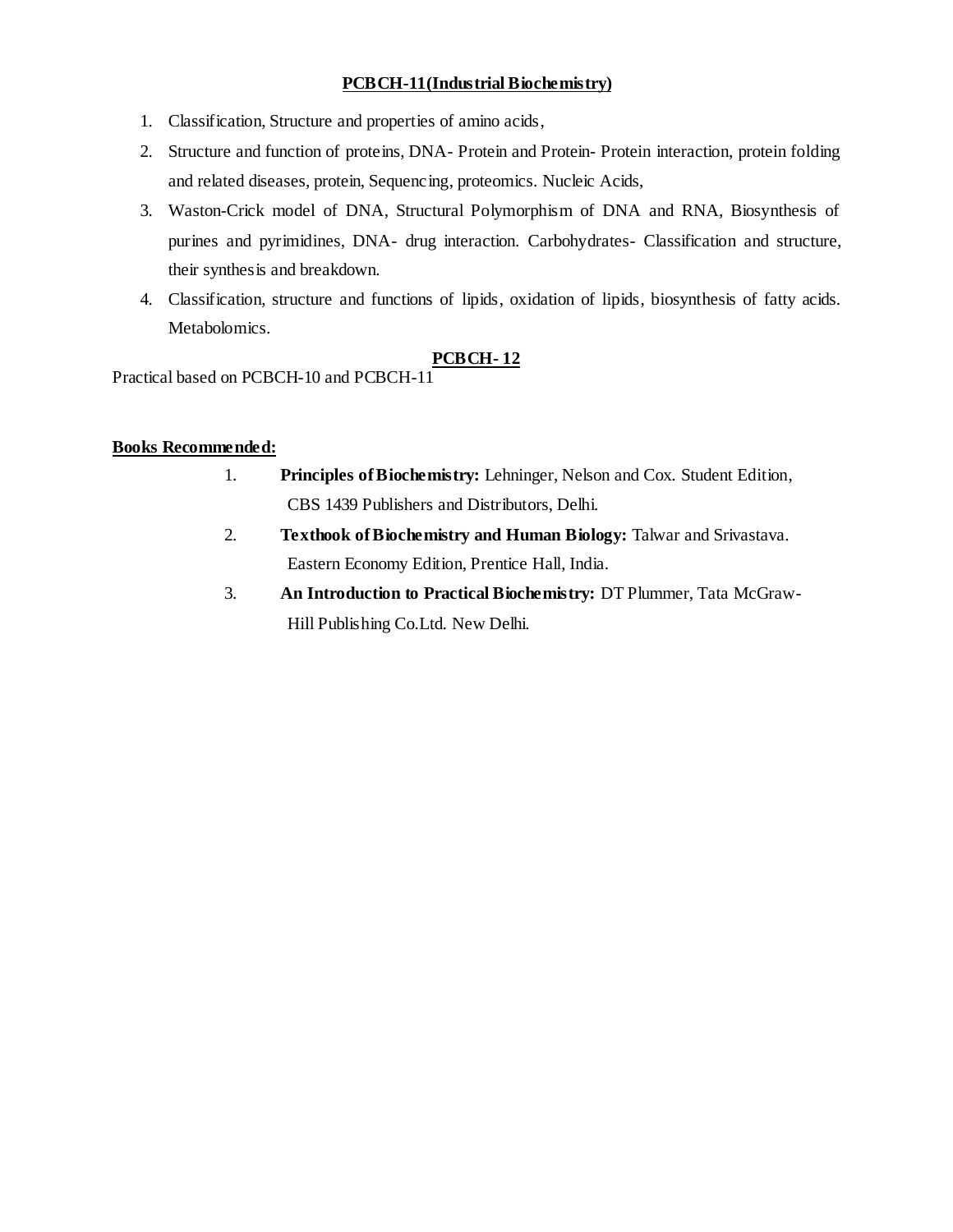**PCBCH-11(Industrial Biochemistry)**

1. Classification, Structure and properties of amino acids,
2. Structure and function of proteins, DNA- Protein and Protein- Protein interaction, protein folding and related diseases, protein, Sequencing, proteomics. Nucleic Acids,
3. Waston-Crick model of DNA, Structural Polymorphism of DNA and RNA, Biosynthesis of purines and pyrimidines, DNA- drug interaction. Carbohydrates- Classification and structure, their synthesis and breakdown.
4. Classification, structure and functions of lipids, oxidation of lipids, biosynthesis of fatty acids. Metabolomics.

**PCBCH- 12**

Practical based on PCBCH-10 and PCBCH-11

**Books Recommended:**

1. **Principles of Biochemistry:** Lehninger, Nelson and Cox. Student Edition, CBS 1439 Publishers and Distributors, Delhi.
2. **Texthook of Biochemistry and Human Biology:** Talwar and Srivastava. Eastern Economy Edition, Prentice Hall, India.
3. **An Introduction to Practical Biochemistry:** DT Plummer, Tata McGraw-Hill Publishing Co.Ltd. New Delhi.